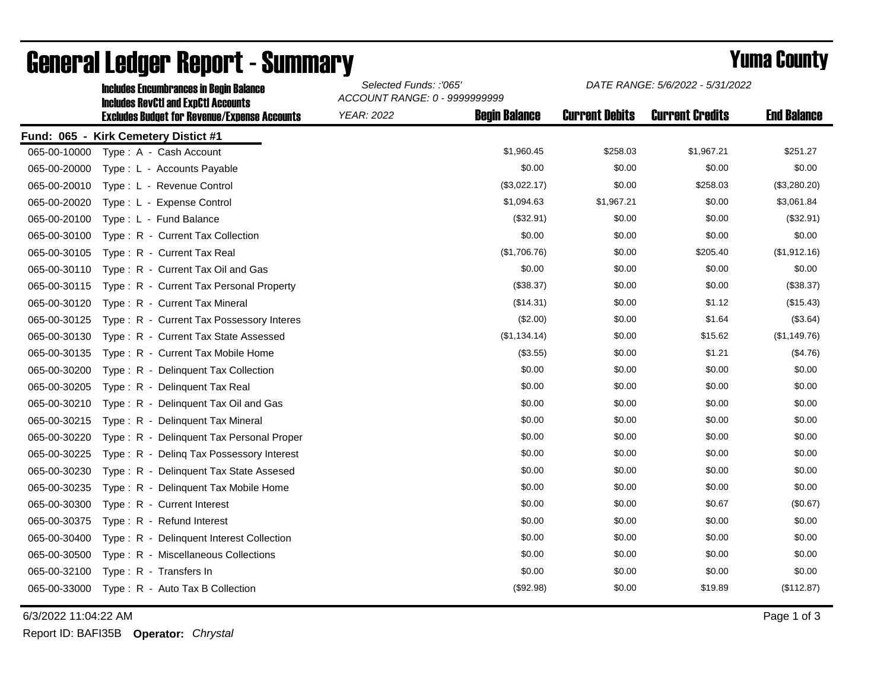# General Ledger Report - Summary

## Yuma County

**Includes Encumbrances in Begin Balance**
**Includes RevCtl and ExpCtl Accounts**
**Excludes Budget for Revenue/Expense Accounts**

*Selected Funds: :'065'*
*ACCOUNT RANGE: 0 - 9999999999*
*YEAR: 2022*

*DATE RANGE: 5/6/2022 - 5/31/2022*

**Fund: 065 - Kirk Cemetery Distict #1**

| Account | Description | Begin Balance | Current Debits | Current Credits | End Balance |
|---|---|---|---|---|---|
| 065-00-10000 | Type : A - Cash Account | $1,960.45 | $258.03 | $1,967.21 | $251.27 |
| 065-00-20000 | Type : L - Accounts Payable | $0.00 | $0.00 | $0.00 | $0.00 |
| 065-00-20010 | Type : L - Revenue Control | ($3,022.17) | $0.00 | $258.03 | ($3,280.20) |
| 065-00-20020 | Type : L - Expense Control | $1,094.63 | $1,967.21 | $0.00 | $3,061.84 |
| 065-00-20100 | Type : L - Fund Balance | ($32.91) | $0.00 | $0.00 | ($32.91) |
| 065-00-30100 | Type : R - Current Tax Collection | $0.00 | $0.00 | $0.00 | $0.00 |
| 065-00-30105 | Type : R - Current Tax Real | ($1,706.76) | $0.00 | $205.40 | ($1,912.16) |
| 065-00-30110 | Type : R - Current Tax Oil and Gas | $0.00 | $0.00 | $0.00 | $0.00 |
| 065-00-30115 | Type : R - Current Tax Personal Property | ($38.37) | $0.00 | $0.00 | ($38.37) |
| 065-00-30120 | Type : R - Current Tax Mineral | ($14.31) | $0.00 | $1.12 | ($15.43) |
| 065-00-30125 | Type : R - Current Tax Possessory Interes | ($2.00) | $0.00 | $1.64 | ($3.64) |
| 065-00-30130 | Type : R - Current Tax State Assessed | ($1,134.14) | $0.00 | $15.62 | ($1,149.76) |
| 065-00-30135 | Type : R - Current Tax Mobile Home | ($3.55) | $0.00 | $1.21 | ($4.76) |
| 065-00-30200 | Type : R - Delinquent Tax Collection | $0.00 | $0.00 | $0.00 | $0.00 |
| 065-00-30205 | Type : R - Delinquent Tax Real | $0.00 | $0.00 | $0.00 | $0.00 |
| 065-00-30210 | Type : R - Delinquent Tax Oil and Gas | $0.00 | $0.00 | $0.00 | $0.00 |
| 065-00-30215 | Type : R - Delinquent Tax Mineral | $0.00 | $0.00 | $0.00 | $0.00 |
| 065-00-30220 | Type : R - Delinquent Tax Personal Proper | $0.00 | $0.00 | $0.00 | $0.00 |
| 065-00-30225 | Type : R - Delinq Tax Possessory Interest | $0.00 | $0.00 | $0.00 | $0.00 |
| 065-00-30230 | Type : R - Delinquent Tax State Assesed | $0.00 | $0.00 | $0.00 | $0.00 |
| 065-00-30235 | Type : R - Delinquent Tax Mobile Home | $0.00 | $0.00 | $0.00 | $0.00 |
| 065-00-30300 | Type : R - Current Interest | $0.00 | $0.00 | $0.67 | ($0.67) |
| 065-00-30375 | Type : R - Refund Interest | $0.00 | $0.00 | $0.00 | $0.00 |
| 065-00-30400 | Type : R - Delinquent Interest Collection | $0.00 | $0.00 | $0.00 | $0.00 |
| 065-00-30500 | Type : R - Miscellaneous Collections | $0.00 | $0.00 | $0.00 | $0.00 |
| 065-00-32100 | Type : R - Transfers In | $0.00 | $0.00 | $0.00 | $0.00 |
| 065-00-33000 | Type : R - Auto Tax B Collection | ($92.98) | $0.00 | $19.89 | ($112.87) |

6/3/2022 11:04:22 AM

Report ID: BAFI35B **Operator:** *Chrystal*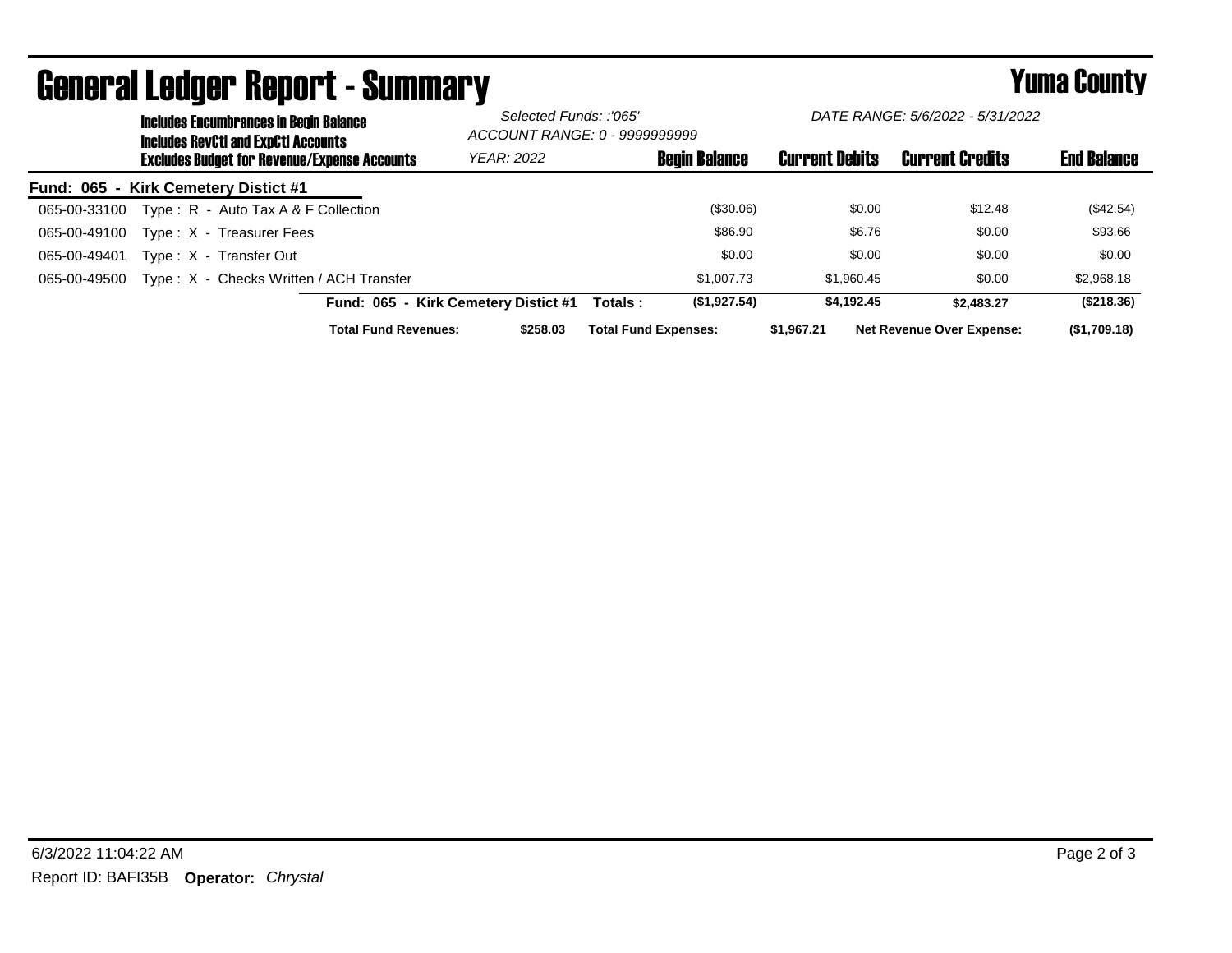# General Ledger Report - Summary

## Yuma County

**Includes Encumbrances in Begin Balance**
**Includes RevCtl and ExpCtl Accounts**
**Excludes Budget for Revenue/Expense Accounts**

*Selected Funds: :'065'*
*ACCOUNT RANGE: 0 - 9999999999*
*YEAR: 2022*

*DATE RANGE: 5/6/2022 - 5/31/2022*

| Account | Description | Begin Balance | Current Debits | Current Credits | End Balance |
|---|---|---|---|---|---|
| **Fund: 065 - Kirk Cemetery Distict #1** | | | | | |
| 065-00-33100 | Type : R - Auto Tax A & F Collection | ($30.06) | $0.00 | $12.48 | ($42.54) |
| 065-00-49100 | Type : X - Treasurer Fees | $86.90 | $6.76 | $0.00 | $93.66 |
| 065-00-49401 | Type : X - Transfer Out | $0.00 | $0.00 | $0.00 | $0.00 |
| 065-00-49500 | Type : X - Checks Written / ACH Transfer | $1,007.73 | $1,960.45 | $0.00 | $2,968.18 |
| | **Fund: 065 - Kirk Cemetery Distict #1 Totals :** | **($1,927.54)** | **$4,192.45** | **$2,483.27** | **($218.36)** |

**Total Fund Revenues:** **$258.03** **Total Fund Expenses:** **$1,967.21** **Net Revenue Over Expense:** **($1,709.18)**

6/3/2022 11:04:22 AM

Report ID: BAFI35B **Operator:** *Chrystal*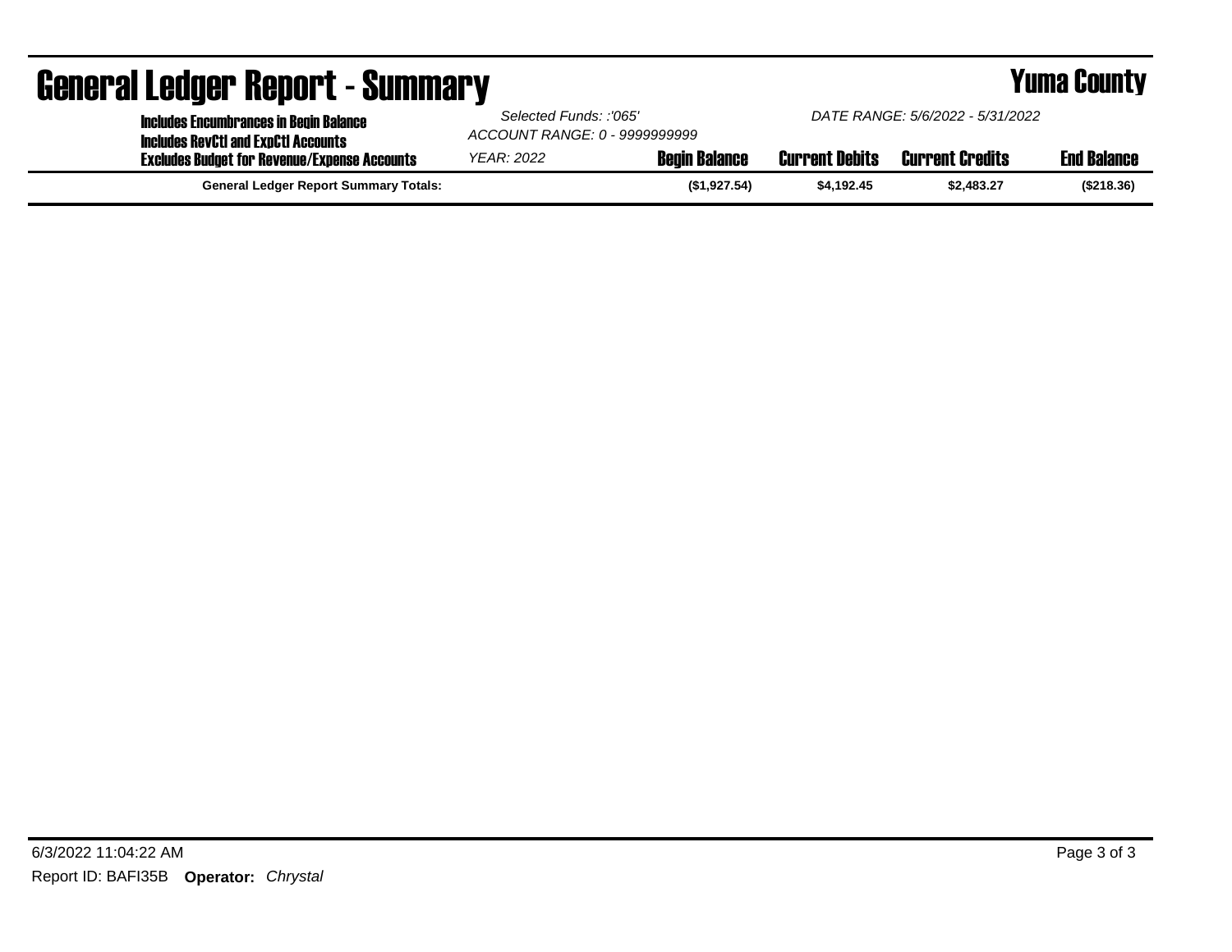# General Ledger Report - Summary

**Yuma County**

**Includes Encumbrances in Begin Balance**
**Includes RevCtl and ExpCtl Accounts**
**Excludes Budget for Revenue/Expense Accounts**

*Selected Funds: :'065'*
*ACCOUNT RANGE: 0 - 9999999999*
*YEAR: 2022*

*DATE RANGE: 5/6/2022 - 5/31/2022*

| | Begin Balance | Current Debits | Current Credits | End Balance |
|---|---|---|---|---|
| **General Ledger Report Summary Totals:** | **($1,927.54)** | **$4,192.45** | **$2,483.27** | **($218.36)** |

6/3/2022 11:04:22 AM

Report ID: BAFI35B **Operator:** *Chrystal*